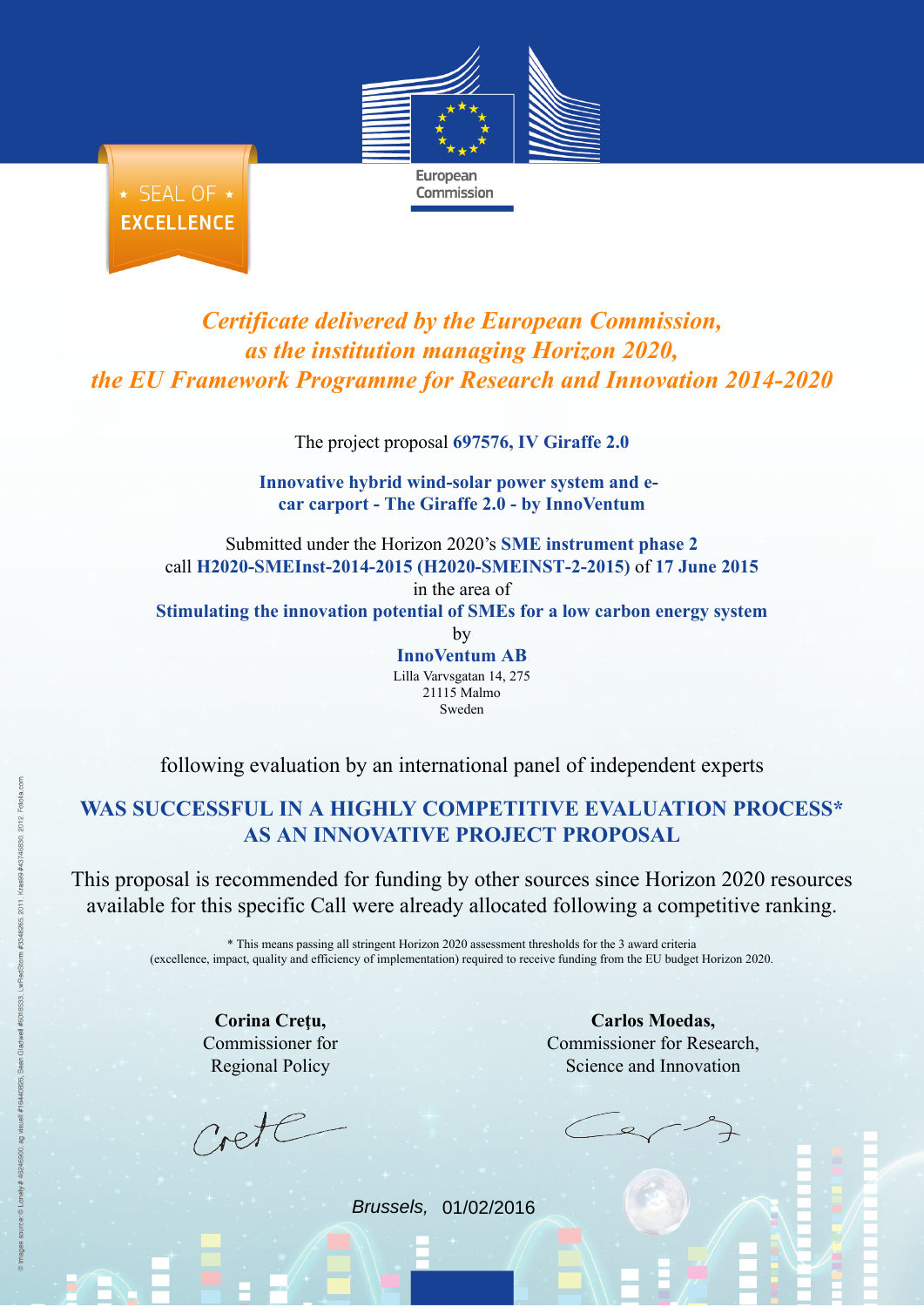European Commission

**SEAL OF EXCELLENCE**

*Certificate delivered by the European Commission,*
*as the institution managing Horizon 2020,*
*the EU Framework Programme for Research and Innovation 2014-2020*

The project proposal **697576, IV Giraffe 2.0**

**Innovative hybrid wind-solar power system and e-car carport - The Giraffe 2.0 - by InnoVentum**

Submitted under the Horizon 2020's **SME instrument phase 2**
call **H2020-SMEInst-2014-2015 (H2020-SMEINST-2-2015)** of **17 June 2015**
in the area of
**Stimulating the innovation potential of SMEs for a low carbon energy system**
by
**InnoVentum AB**
Lilla Varvsgatan 14, 275
21115 Malmo
Sweden

following evaluation by an international panel of independent experts

**WAS SUCCESSFUL IN A HIGHLY COMPETITIVE EVALUATION PROCESS***
**AS AN INNOVATIVE PROJECT PROPOSAL**

This proposal is recommended for funding by other sources since Horizon 2020 resources available for this specific Call were already allocated following a competitive ranking.

* This means passing all stringent Horizon 2020 assessment thresholds for the 3 award criteria (excellence, impact, quality and efficiency of implementation) required to receive funding from the EU budget Horizon 2020.

**Corina Crețu,**
Commissioner for
Regional Policy

**Carlos Moedas,**
Commissioner for Research,
Science and Innovation

*Brussels,* 01/02/2016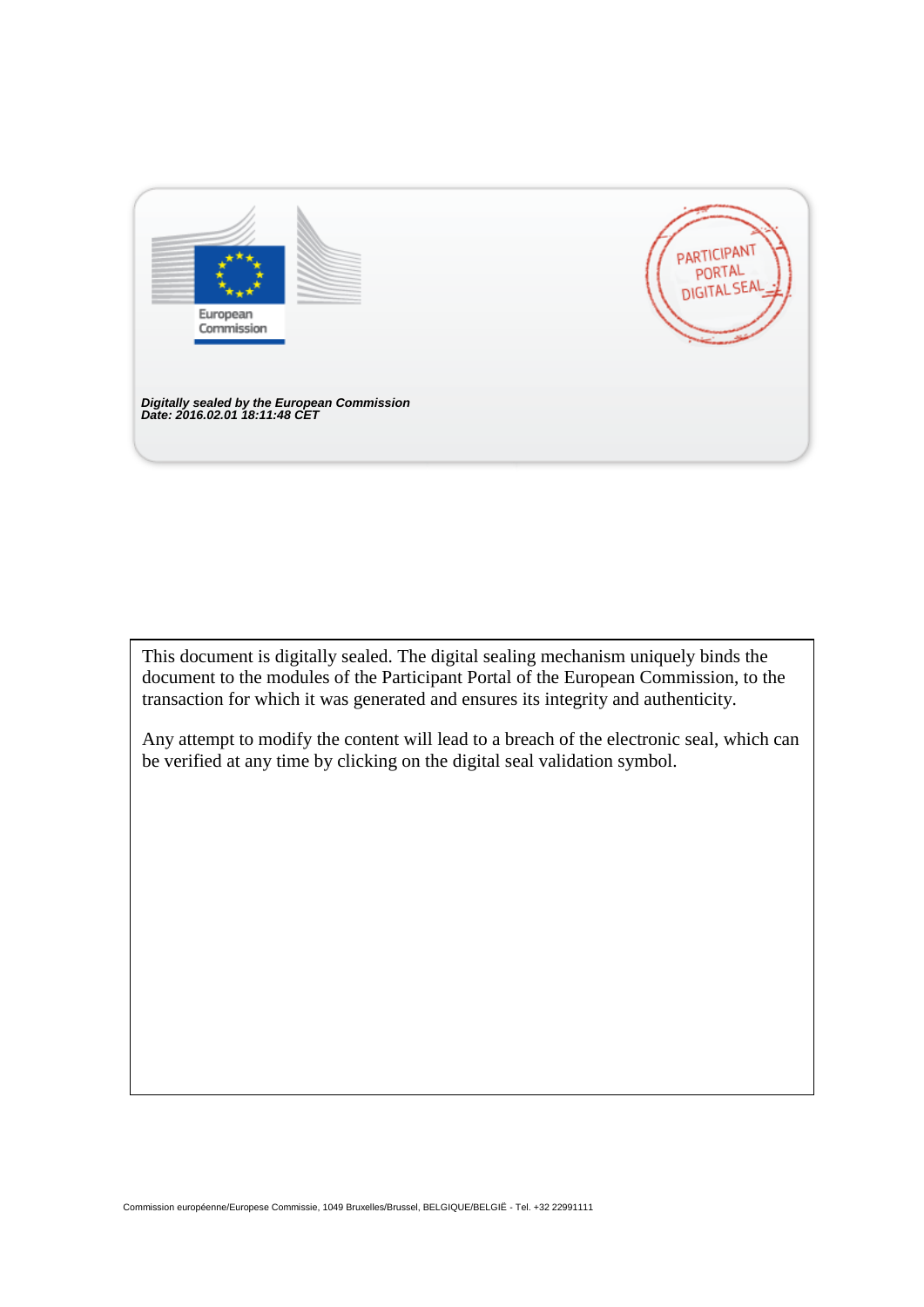European Commission

PARTICIPANT PORTAL DIGITAL SEAL

***Digitally sealed by the European Commission***
***Date: 2016.02.01 18:11:48 CET***

This document is digitally sealed. The digital sealing mechanism uniquely binds the document to the modules of the Participant Portal of the European Commission, to the transaction for which it was generated and ensures its integrity and authenticity.

Any attempt to modify the content will lead to a breach of the electronic seal, which can be verified at any time by clicking on the digital seal validation symbol.

Commission européenne/Europese Commissie, 1049 Bruxelles/Brussel, BELGIQUE/BELGIË - Tel. +32 22991111